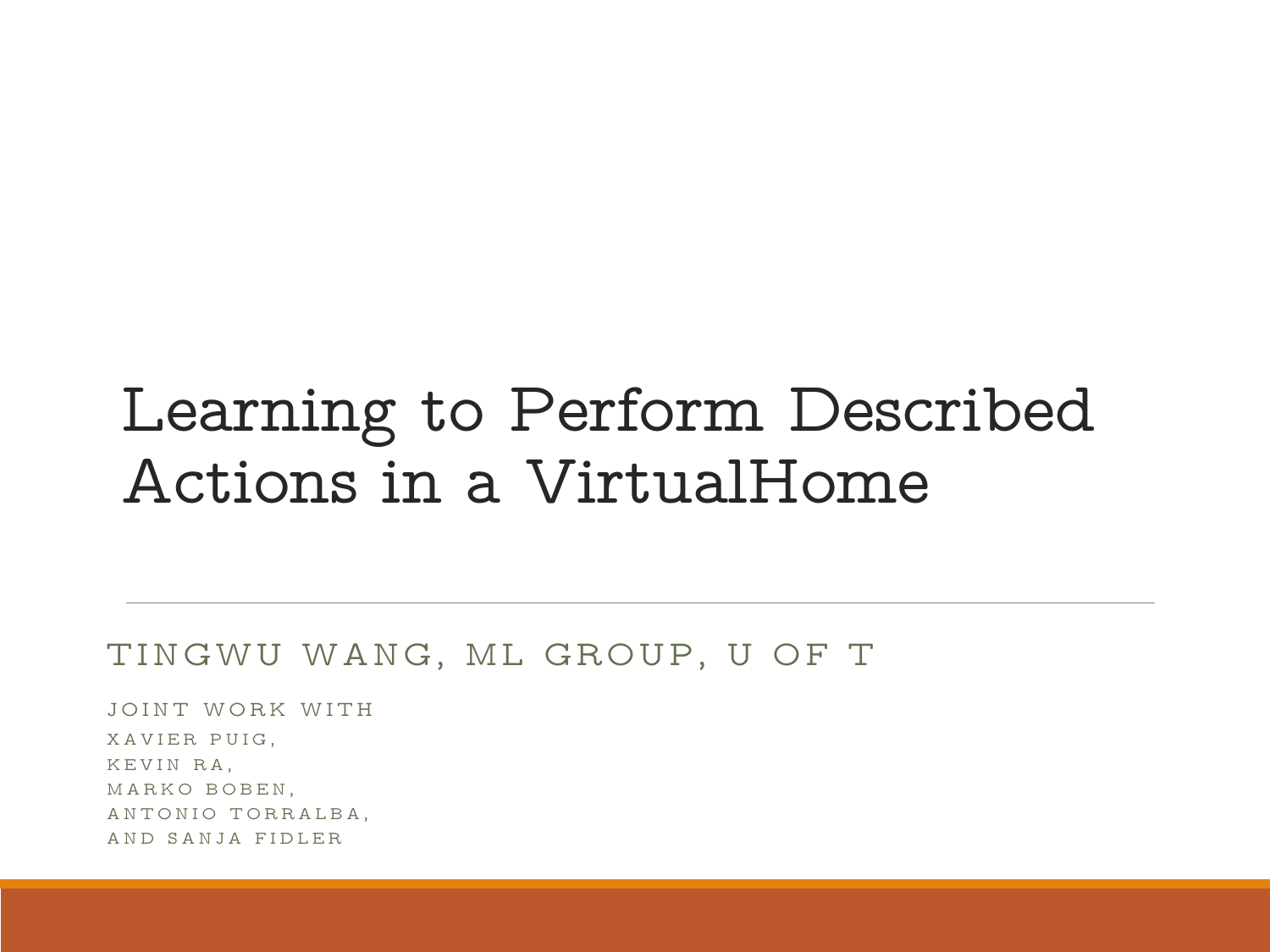# Learning to Perform Described Actions in a VirtualHome

TINGWU WANG, ML GROUP, U OF T

JOINT WORK WITH
XAVIER PUIG,
KEVIN RA,
MARKO BOBEN,
ANTONIO TORRALBA,
AND SANJA FIDLER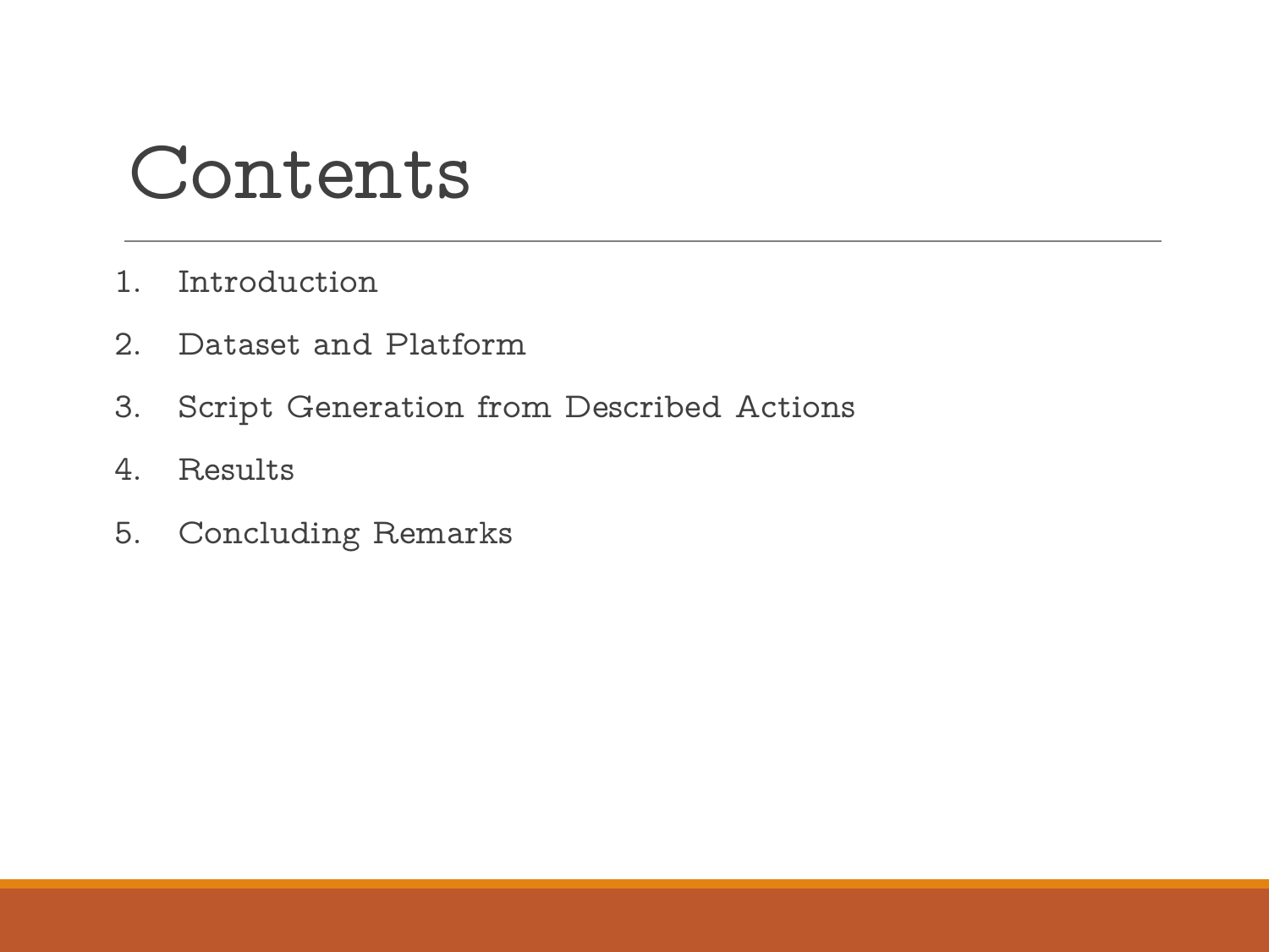# Contents

1. Introduction
2. Dataset and Platform
3. Script Generation from Described Actions
4. Results
5. Concluding Remarks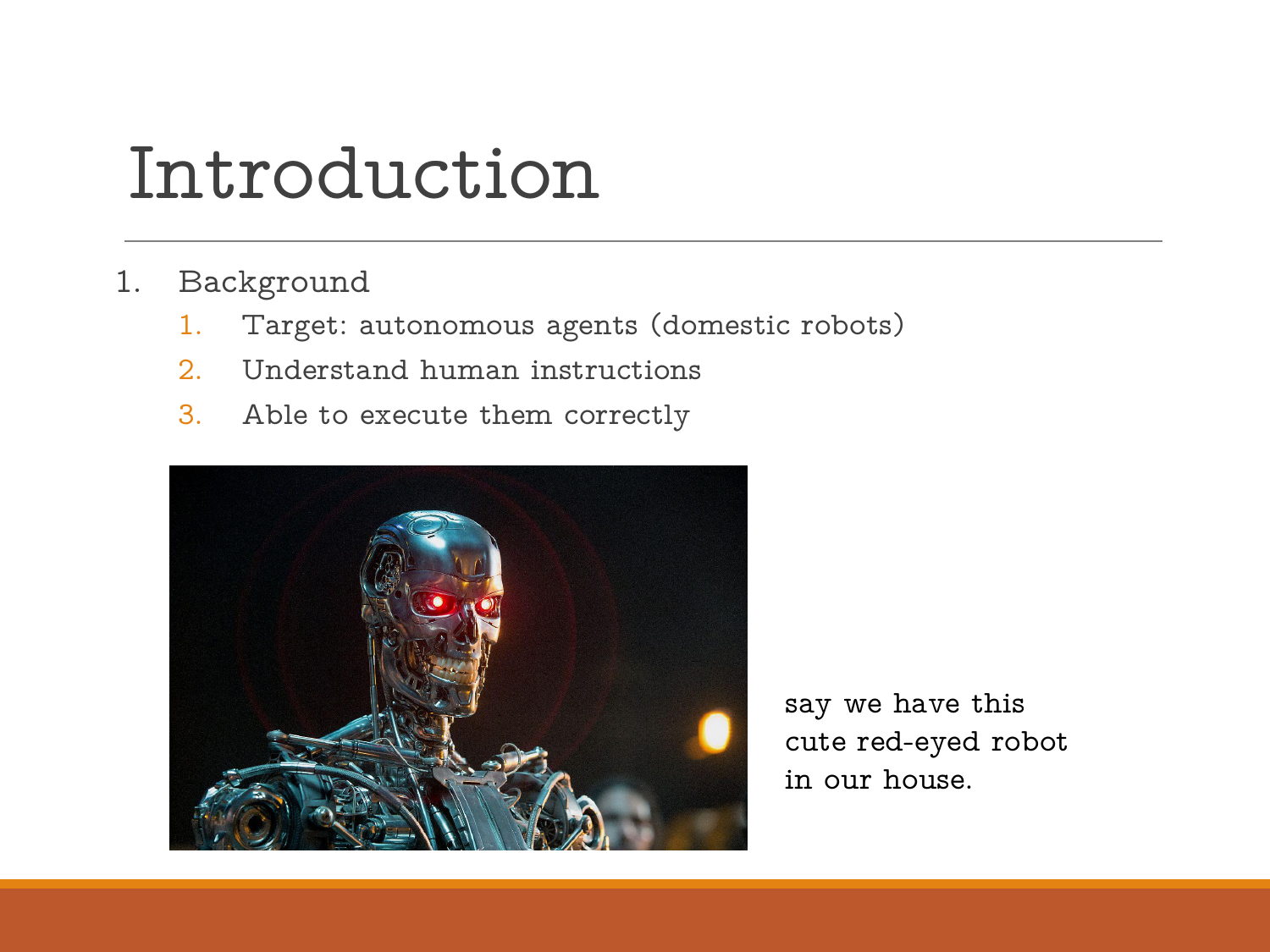# Introduction

1. Background
    1. Target: autonomous agents (domestic robots)
    2. Understand human instructions
    3. Able to execute them correctly

say we have this cute red-eyed robot in our house.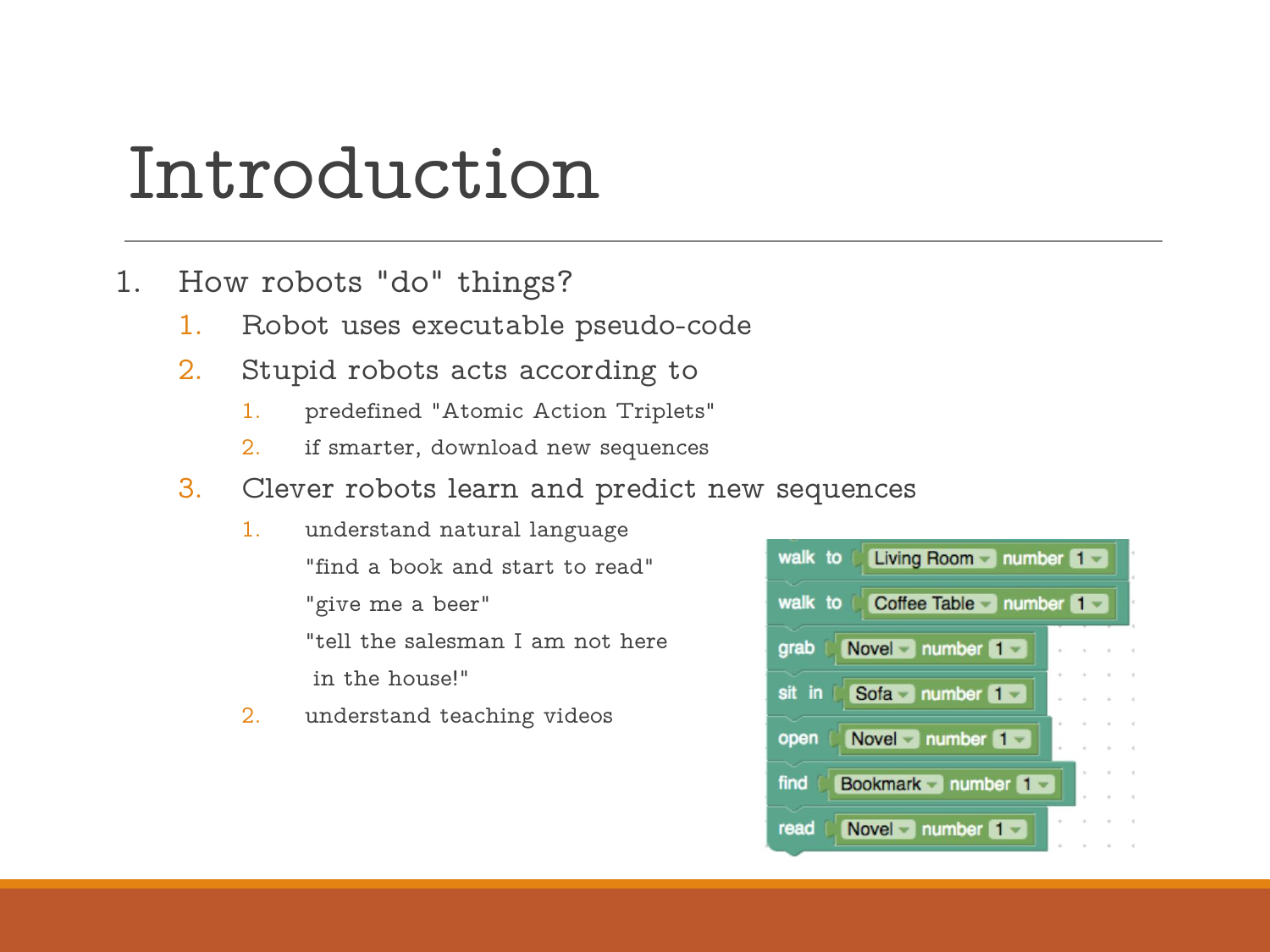# Introduction

1. How robots "do" things?
   1. Robot uses executable pseudo-code
   2. Stupid robots acts according to
      1. predefined "Atomic Action Triplets"
      2. if smarter, download new sequences
   3. Clever robots learn and predict new sequences
      1. understand natural language

         "find a book and start to read"

         "give me a beer"

         "tell the salesman I am not here in the house!"
      2. understand teaching videos

```
walk to  Living Room  number 1
walk to  Coffee Table number 1
grab     Novel        number 1
sit in   Sofa         number 1
open     Novel        number 1
find     Bookmark     number 1
read     Novel        number 1
```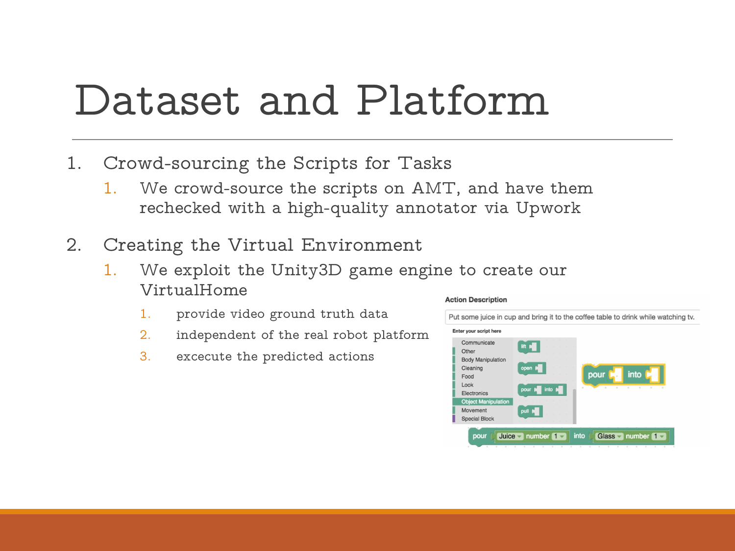# Dataset and Platform

1. Crowd-sourcing the Scripts for Tasks
   1. We crowd-source the scripts on AMT, and have them rechecked with a high-quality annotator via Upwork
2. Creating the Virtual Environment
   1. We exploit the Unity3D game engine to create our VirtualHome
      1. provide video ground truth data
      2. independent of the real robot platform
      3. excecute the predicted actions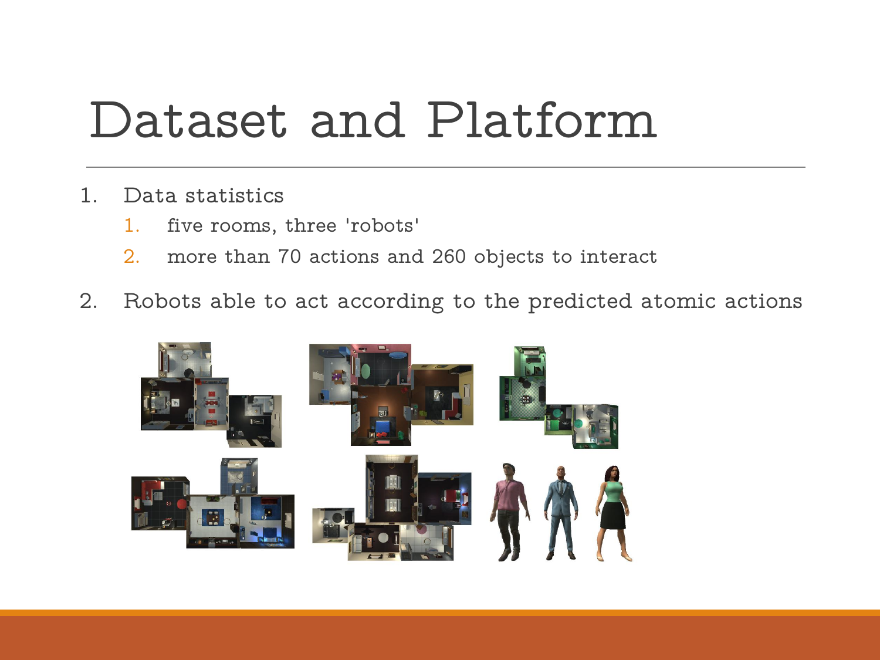# Dataset and Platform

1. Data statistics
    1. five rooms, three 'robots'
    2. more than 70 actions and 260 objects to interact
2. Robots able to act according to the predicted atomic actions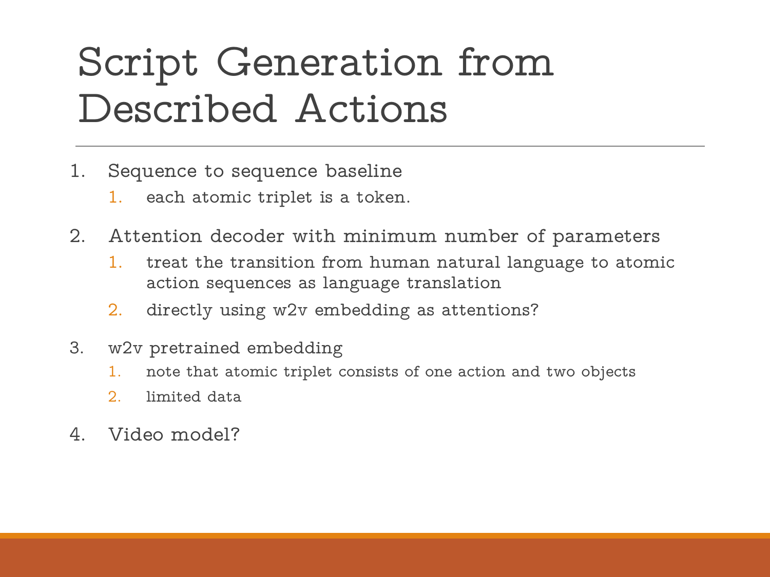# Script Generation from Described Actions

1. Sequence to sequence baseline
   1. each atomic triplet is a token.
2. Attention decoder with minimum number of parameters
   1. treat the transition from human natural language to atomic action sequences as language translation
   2. directly using w2v embedding as attentions?
3. w2v pretrained embedding
   1. note that atomic triplet consists of one action and two objects
   2. limited data
4. Video model?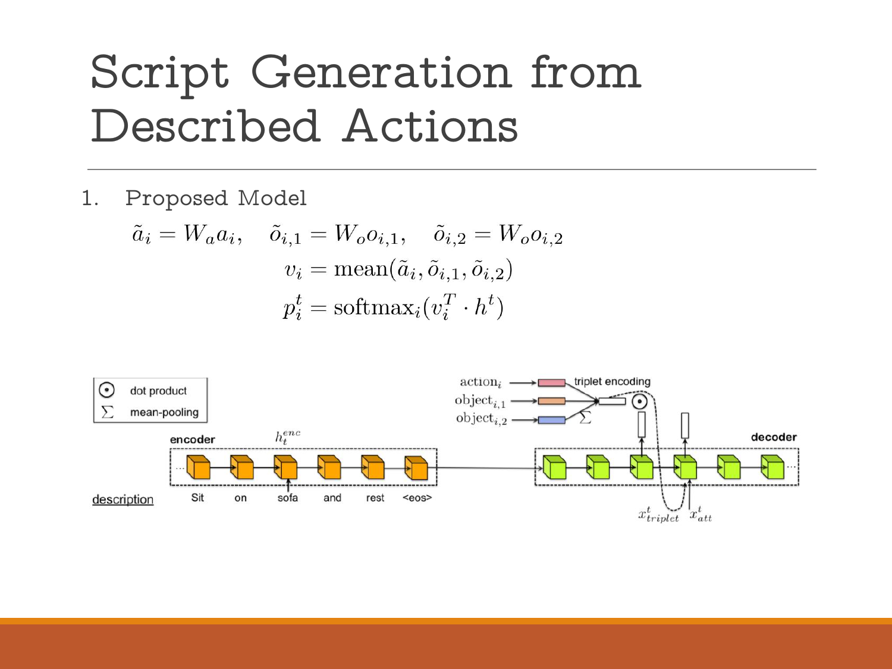# Script Generation from Described Actions

1. Proposed Model

$$\tilde{a}_i = W_a a_i, \quad \tilde{o}_{i,1} = W_o o_{i,1}, \quad \tilde{o}_{i,2} = W_o o_{i,2}$$

$$v_i = \text{mean}(\tilde{a}_i, \tilde{o}_{i,1}, \tilde{o}_{i,2})$$

$$p_i^t = \text{softmax}_i(v_i^T \cdot h^t)$$

⊙ dot product

∑ mean-pooling

encoder $h_t^{enc}$

description: Sit on sofa and rest <eos>

$\text{action}_i$, $\text{object}_{i,1}$, $\text{object}_{i,2}$ — triplet encoding

decoder

$x_{triplet}^t$ $x_{att}^t$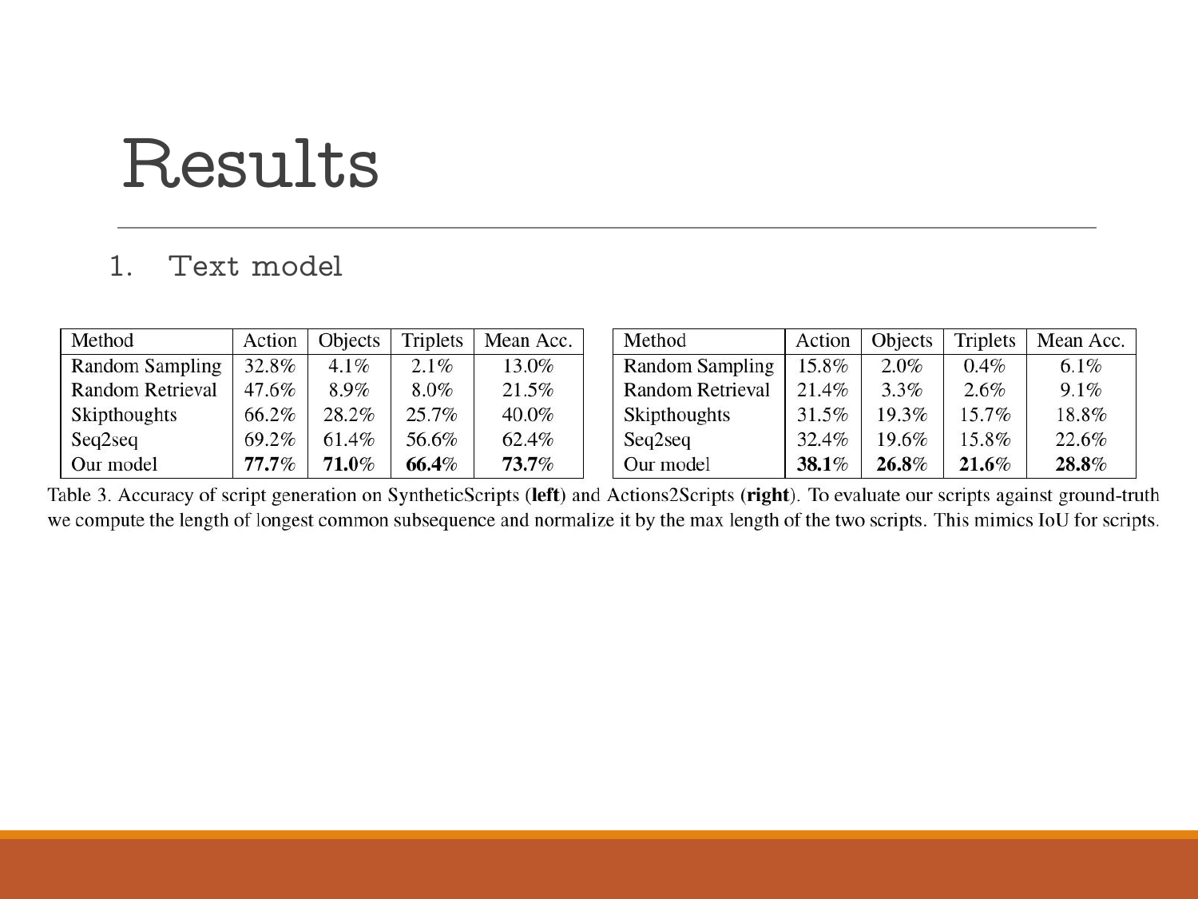# Results

1. Text model

| Method | Action | Objects | Triplets | Mean Acc. |
|---|---|---|---|---|
| Random Sampling | 32.8% | 4.1% | 2.1% | 13.0% |
| Random Retrieval | 47.6% | 8.9% | 8.0% | 21.5% |
| Skipthoughts | 66.2% | 28.2% | 25.7% | 40.0% |
| Seq2seq | 69.2% | 61.4% | 56.6% | 62.4% |
| Our model | **77.7%** | **71.0%** | **66.4%** | **73.7%** |

| Method | Action | Objects | Triplets | Mean Acc. |
|---|---|---|---|---|
| Random Sampling | 15.8% | 2.0% | 0.4% | 6.1% |
| Random Retrieval | 21.4% | 3.3% | 2.6% | 9.1% |
| Skipthoughts | 31.5% | 19.3% | 15.7% | 18.8% |
| Seq2seq | 32.4% | 19.6% | 15.8% | 22.6% |
| Our model | **38.1%** | **26.8%** | **21.6%** | **28.8%** |

Table 3. Accuracy of script generation on SyntheticScripts (**left**) and Actions2Scripts (**right**). To evaluate our scripts against ground-truth we compute the length of longest common subsequence and normalize it by the max length of the two scripts. This mimics IoU for scripts.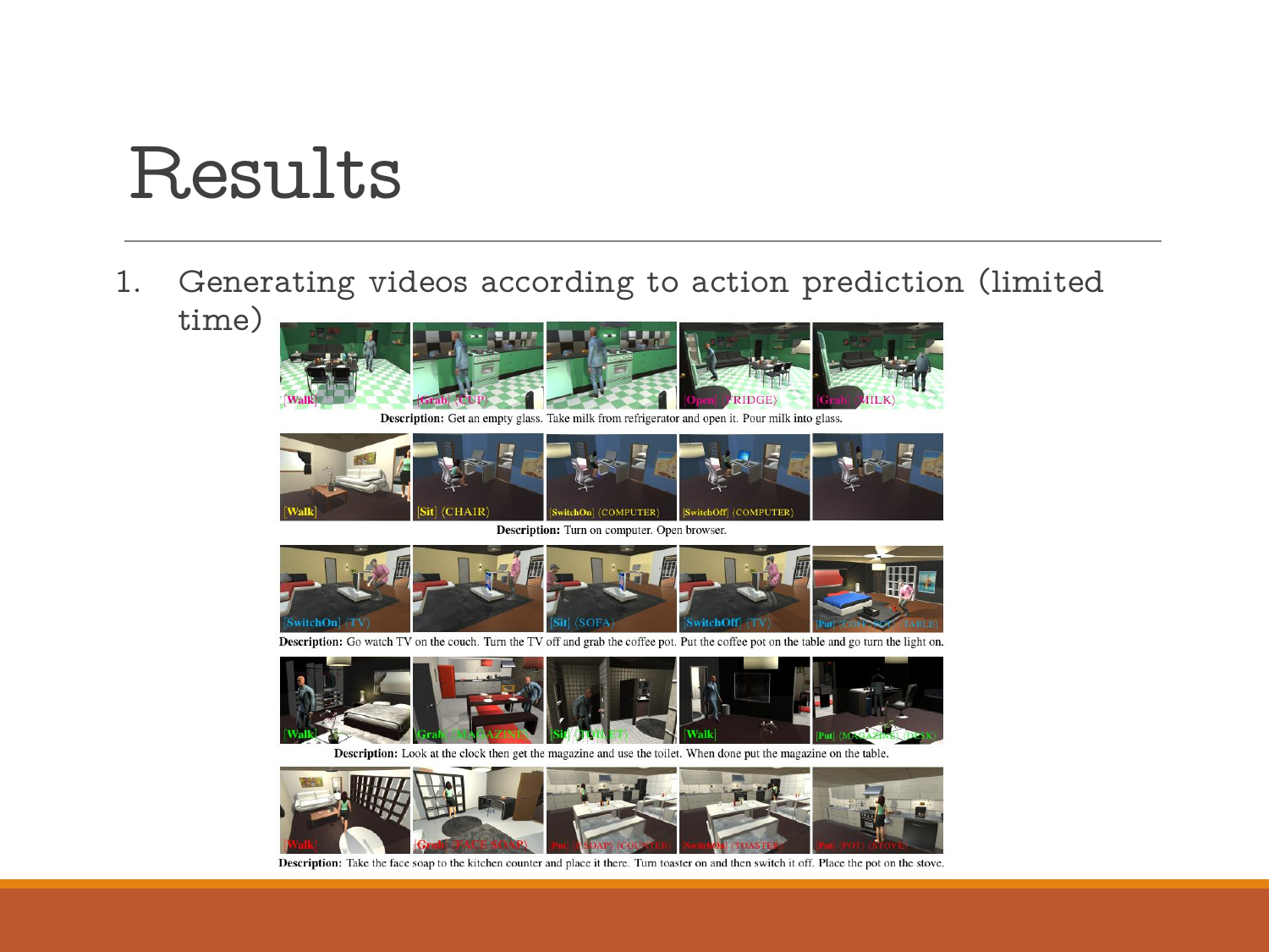# Results

1. Generating videos according to action prediction (limited time)

**Description:** Get an empty glass. Take milk from refrigerator and open it. Pour milk into glass.

**Description:** Turn on computer. Open browser.

**Description:** Go watch TV on the couch. Turn the TV off and grab the coffee pot. Put the coffee pot on the table and go turn the light on.

**Description:** Look at the clock then get the magazine and use the toilet. When done put the magazine on the table.

**Description:** Take the face soap to the kitchen counter and place it there. Turn toaster on and then switch it off. Place the pot on the stove.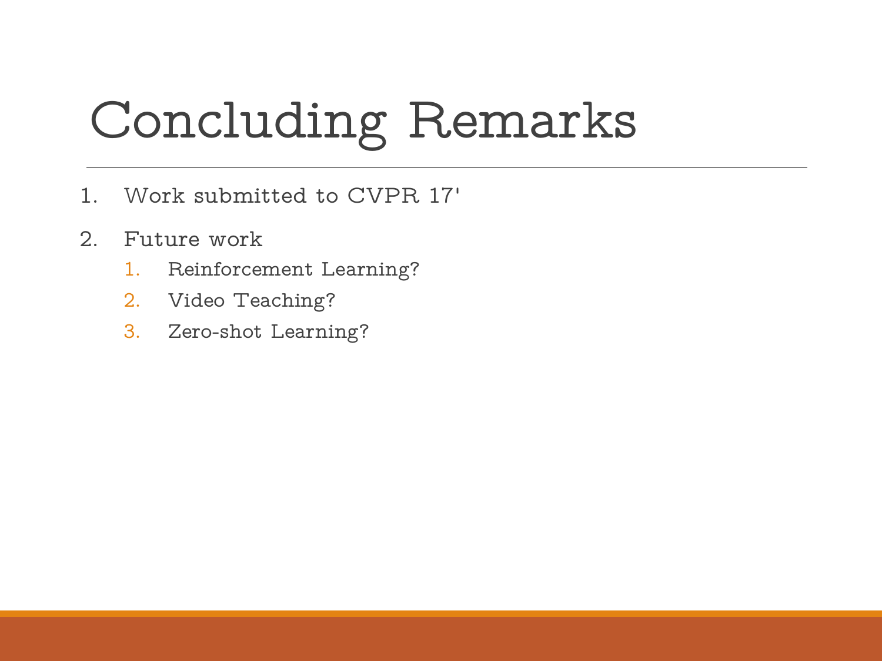# Concluding Remarks

1. Work submitted to CVPR 17'
2. Future work
   1. Reinforcement Learning?
   2. Video Teaching?
   3. Zero-shot Learning?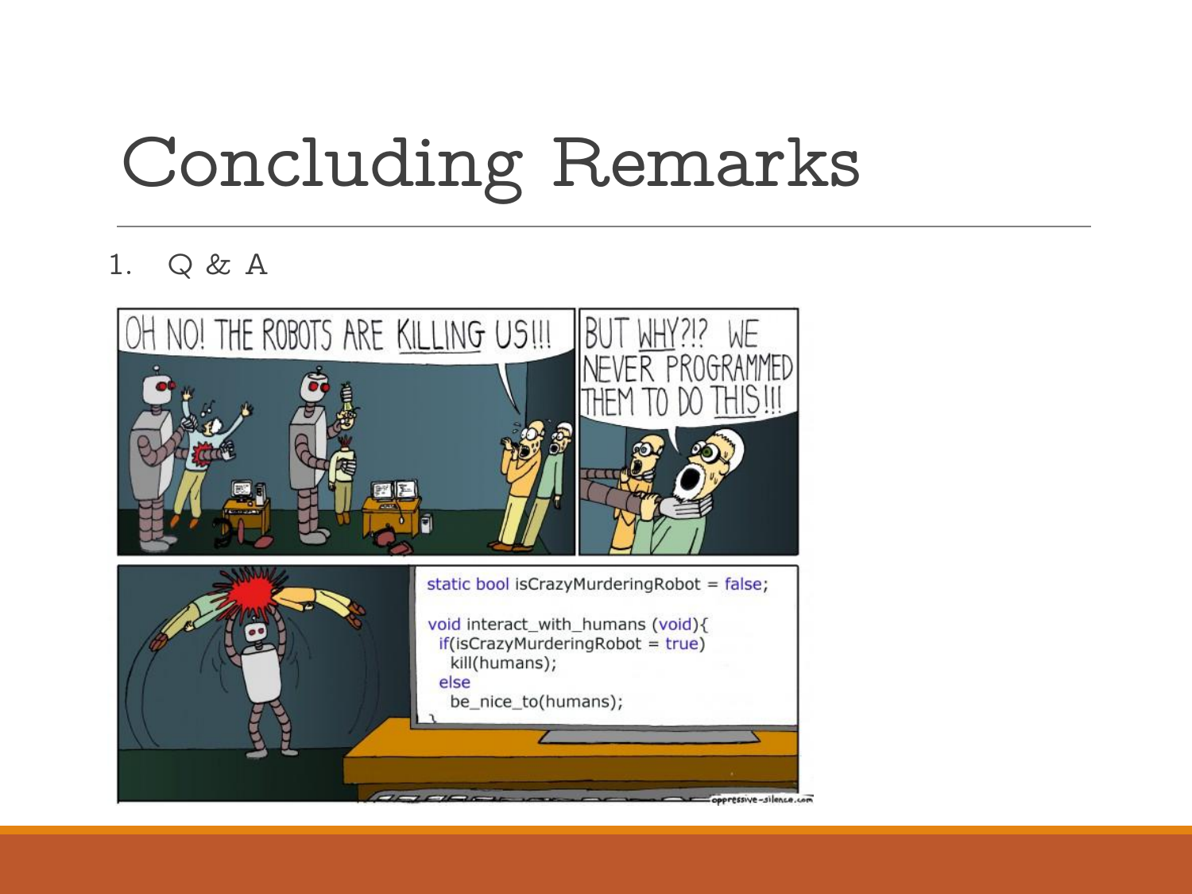# Concluding Remarks

1. Q & A